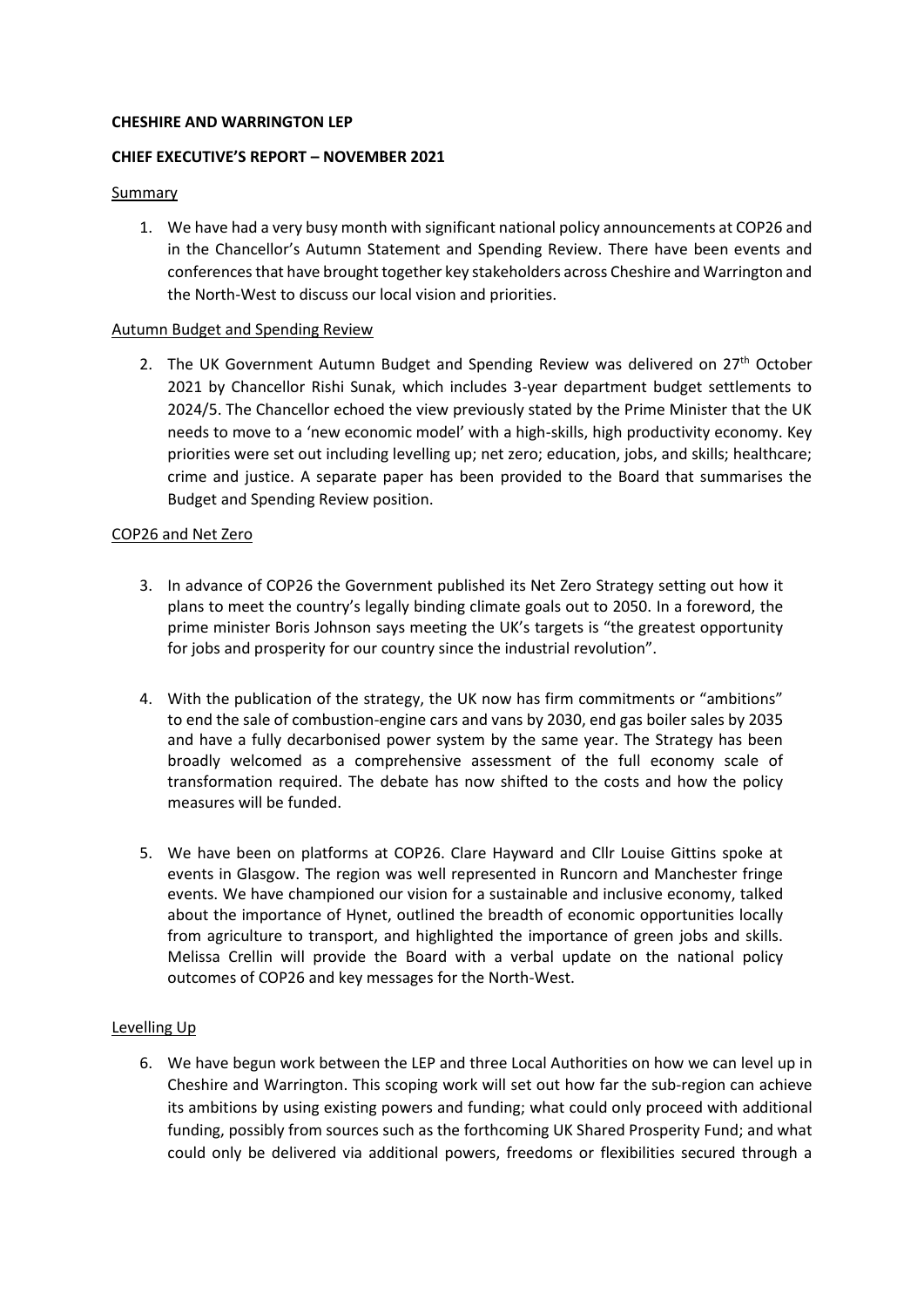**CHESHIRE AND WARRINGTON LEP**

**CHIEF EXECUTIVE'S REPORT – NOVEMBER 2021**

Summary

1. We have had a very busy month with significant national policy announcements at COP26 and in the Chancellor's Autumn Statement and Spending Review. There have been events and conferences that have brought together key stakeholders across Cheshire and Warrington and the North-West to discuss our local vision and priorities.

Autumn Budget and Spending Review

2. The UK Government Autumn Budget and Spending Review was delivered on 27th October 2021 by Chancellor Rishi Sunak, which includes 3-year department budget settlements to 2024/5. The Chancellor echoed the view previously stated by the Prime Minister that the UK needs to move to a 'new economic model' with a high-skills, high productivity economy. Key priorities were set out including levelling up; net zero; education, jobs, and skills; healthcare; crime and justice. A separate paper has been provided to the Board that summarises the Budget and Spending Review position.

COP26 and Net Zero

3. In advance of COP26 the Government published its Net Zero Strategy setting out how it plans to meet the country's legally binding climate goals out to 2050. In a foreword, the prime minister Boris Johnson says meeting the UK's targets is "the greatest opportunity for jobs and prosperity for our country since the industrial revolution".

4. With the publication of the strategy, the UK now has firm commitments or "ambitions" to end the sale of combustion-engine cars and vans by 2030, end gas boiler sales by 2035 and have a fully decarbonised power system by the same year. The Strategy has been broadly welcomed as a comprehensive assessment of the full economy scale of transformation required. The debate has now shifted to the costs and how the policy measures will be funded.

5. We have been on platforms at COP26. Clare Hayward and Cllr Louise Gittins spoke at events in Glasgow. The region was well represented in Runcorn and Manchester fringe events. We have championed our vision for a sustainable and inclusive economy, talked about the importance of Hynet, outlined the breadth of economic opportunities locally from agriculture to transport, and highlighted the importance of green jobs and skills. Melissa Crellin will provide the Board with a verbal update on the national policy outcomes of COP26 and key messages for the North-West.

Levelling Up

6. We have begun work between the LEP and three Local Authorities on how we can level up in Cheshire and Warrington. This scoping work will set out how far the sub-region can achieve its ambitions by using existing powers and funding; what could only proceed with additional funding, possibly from sources such as the forthcoming UK Shared Prosperity Fund; and what could only be delivered via additional powers, freedoms or flexibilities secured through a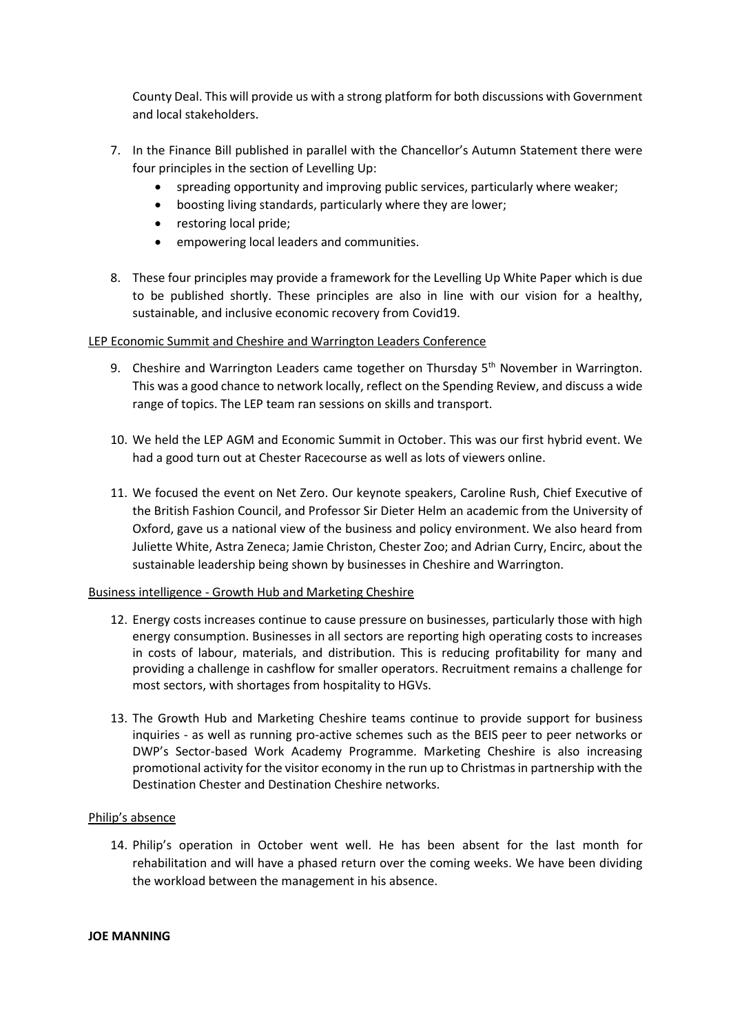County Deal. This will provide us with a strong platform for both discussions with Government and local stakeholders.

7. In the Finance Bill published in parallel with the Chancellor's Autumn Statement there were four principles in the section of Levelling Up:
   - spreading opportunity and improving public services, particularly where weaker;
   - boosting living standards, particularly where they are lower;
   - restoring local pride;
   - empowering local leaders and communities.

8. These four principles may provide a framework for the Levelling Up White Paper which is due to be published shortly. These principles are also in line with our vision for a healthy, sustainable, and inclusive economic recovery from Covid19.

LEP Economic Summit and Cheshire and Warrington Leaders Conference

9. Cheshire and Warrington Leaders came together on Thursday 5th November in Warrington. This was a good chance to network locally, reflect on the Spending Review, and discuss a wide range of topics. The LEP team ran sessions on skills and transport.

10. We held the LEP AGM and Economic Summit in October. This was our first hybrid event. We had a good turn out at Chester Racecourse as well as lots of viewers online.

11. We focused the event on Net Zero. Our keynote speakers, Caroline Rush, Chief Executive of the British Fashion Council, and Professor Sir Dieter Helm an academic from the University of Oxford, gave us a national view of the business and policy environment. We also heard from Juliette White, Astra Zeneca; Jamie Christon, Chester Zoo; and Adrian Curry, Encirc, about the sustainable leadership being shown by businesses in Cheshire and Warrington.

Business intelligence - Growth Hub and Marketing Cheshire

12. Energy costs increases continue to cause pressure on businesses, particularly those with high energy consumption. Businesses in all sectors are reporting high operating costs to increases in costs of labour, materials, and distribution. This is reducing profitability for many and providing a challenge in cashflow for smaller operators. Recruitment remains a challenge for most sectors, with shortages from hospitality to HGVs.

13. The Growth Hub and Marketing Cheshire teams continue to provide support for business inquiries - as well as running pro-active schemes such as the BEIS peer to peer networks or DWP's Sector-based Work Academy Programme. Marketing Cheshire is also increasing promotional activity for the visitor economy in the run up to Christmas in partnership with the Destination Chester and Destination Cheshire networks.

Philip's absence

14. Philip's operation in October went well. He has been absent for the last month for rehabilitation and will have a phased return over the coming weeks. We have been dividing the workload between the management in his absence.

**JOE MANNING**